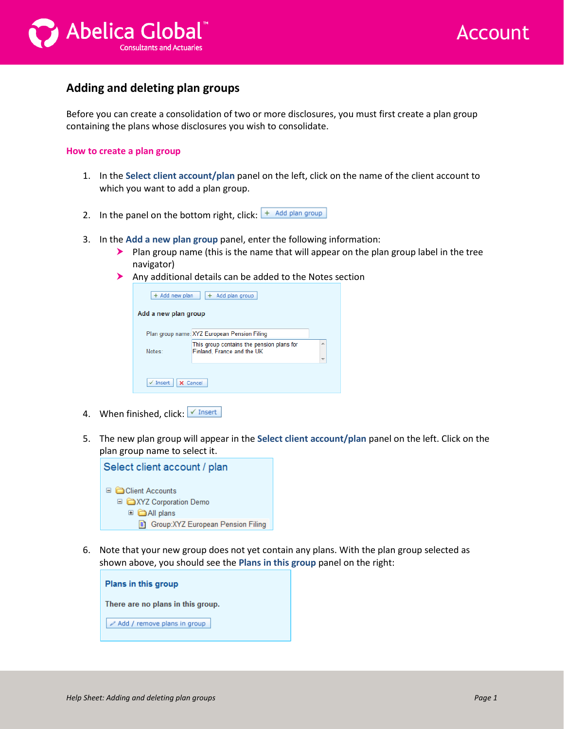## Adding and deleting plan groups

Before you can create a consolidation of two or more disclosures, you must first create a plan group containing the plans whose disclosures you wish to consolidate.

### How to create a plan group

1. In the **Select client account/plan** panel on the left, click on the name of the client account to which you want to add a plan group.

2. In the panel on the bottom right, click: + Add plan group

3. In the **Add a new plan group** panel, enter the following information:
   - Plan group name (this is the name that will appear on the plan group label in the tree navigator)
   - Any additional details can be added to the Notes section

4. When finished, click: ✓ Insert

5. The new plan group will appear in the **Select client account/plan** panel on the left. Click on the plan group name to select it.

6. Note that your new group does not yet contain any plans. With the plan group selected as shown above, you should see the **Plans in this group** panel on the right: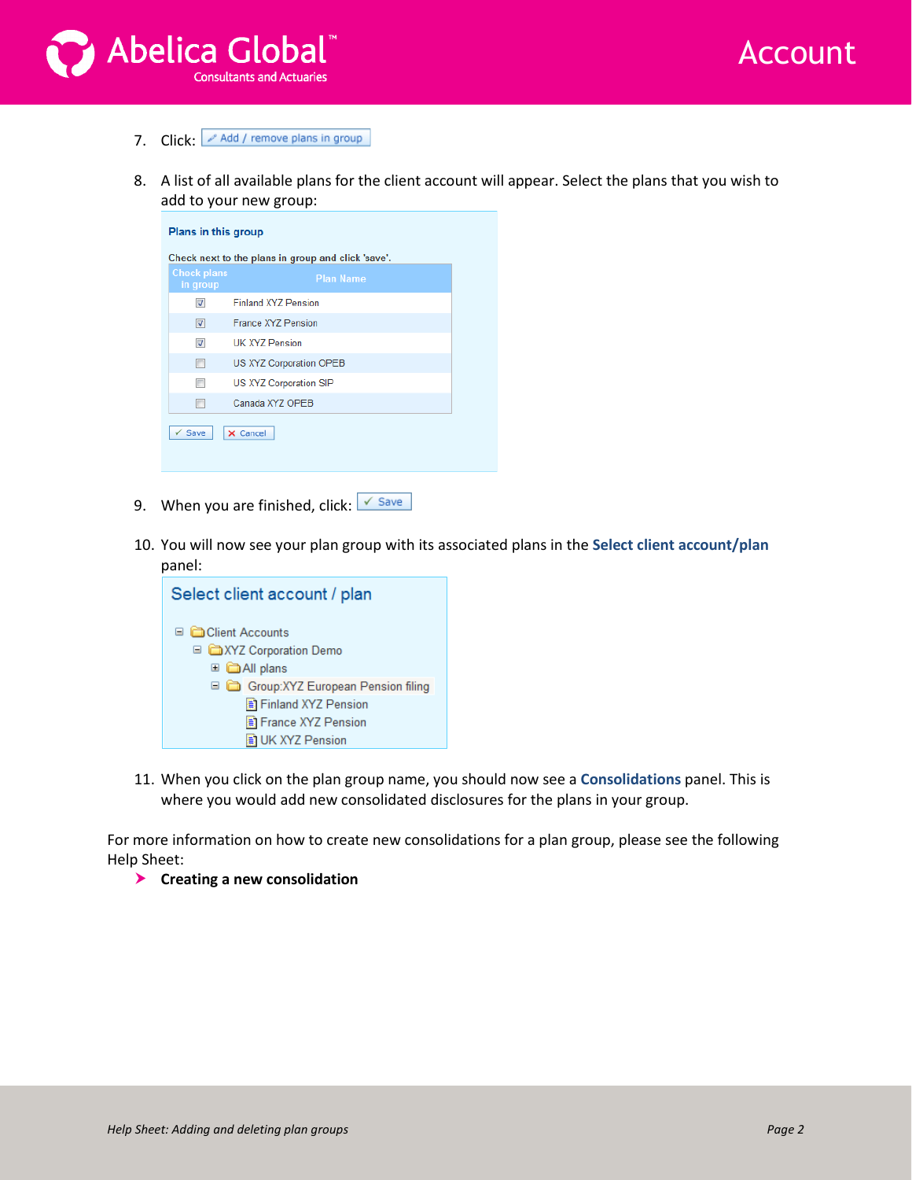7. Click: Add / remove plans in group

8. A list of all available plans for the client account will appear. Select the plans that you wish to add to your new group:

   **Plans in this group**

   Check next to the plans in group and click 'save'.

   | Check plans in group | Plan Name |
   | --- | --- |
   | ☑ | Finland XYZ Pension |
   | ☑ | France XYZ Pension |
   | ☑ | UK XYZ Pension |
   | ☐ | US XYZ Corporation OPEB |
   | ☐ | US XYZ Corporation SIP |
   | ☐ | Canada XYZ OPEB |

   ✓ Save   ✗ Cancel

9. When you are finished, click: ✓ Save

10. You will now see your plan group with its associated plans in the **Select client account/plan** panel:

    **Select client account / plan**

    - Client Accounts
      - XYZ Corporation Demo
        - All plans
        - Group:XYZ European Pension filing
          - Finland XYZ Pension
          - France XYZ Pension
          - UK XYZ Pension

11. When you click on the plan group name, you should now see a **Consolidations** panel. This is where you would add new consolidated disclosures for the plans in your group.

For more information on how to create new consolidations for a plan group, please see the following Help Sheet:

- **Creating a new consolidation**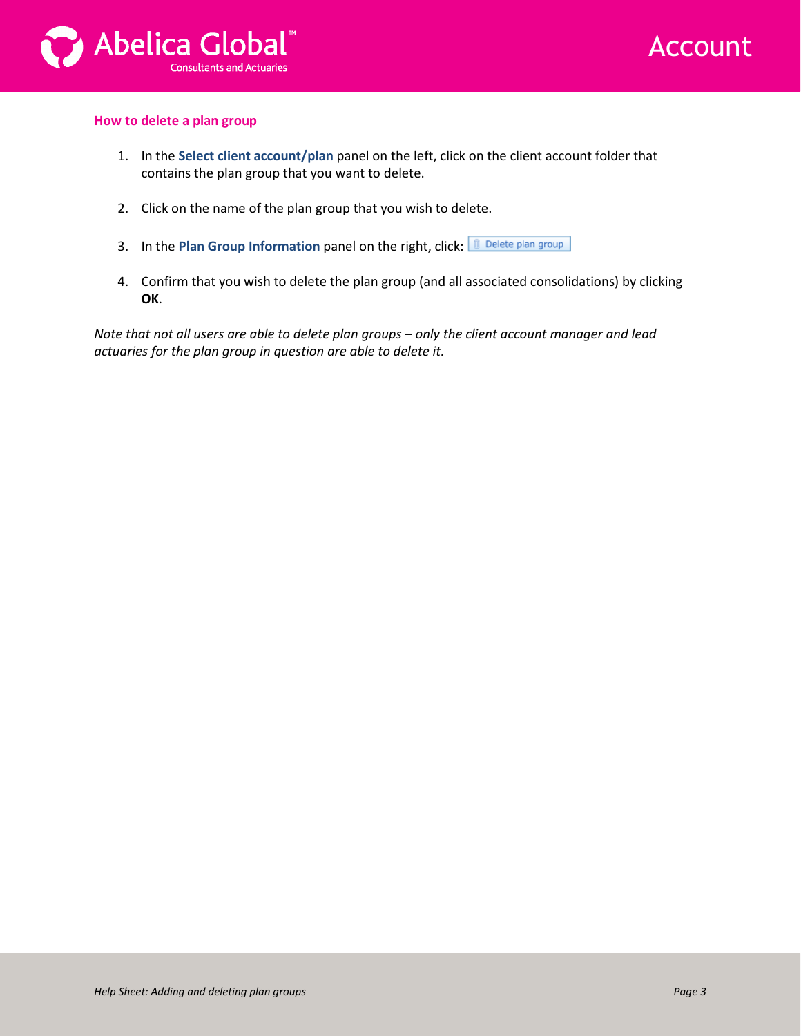### How to delete a plan group

1. In the **Select client account/plan** panel on the left, click on the client account folder that contains the plan group that you want to delete.

2. Click on the name of the plan group that you wish to delete.

3. In the **Plan Group Information** panel on the right, click: Delete plan group

4. Confirm that you wish to delete the plan group (and all associated consolidations) by clicking **OK**.

*Note that not all users are able to delete plan groups – only the client account manager and lead actuaries for the plan group in question are able to delete it.*